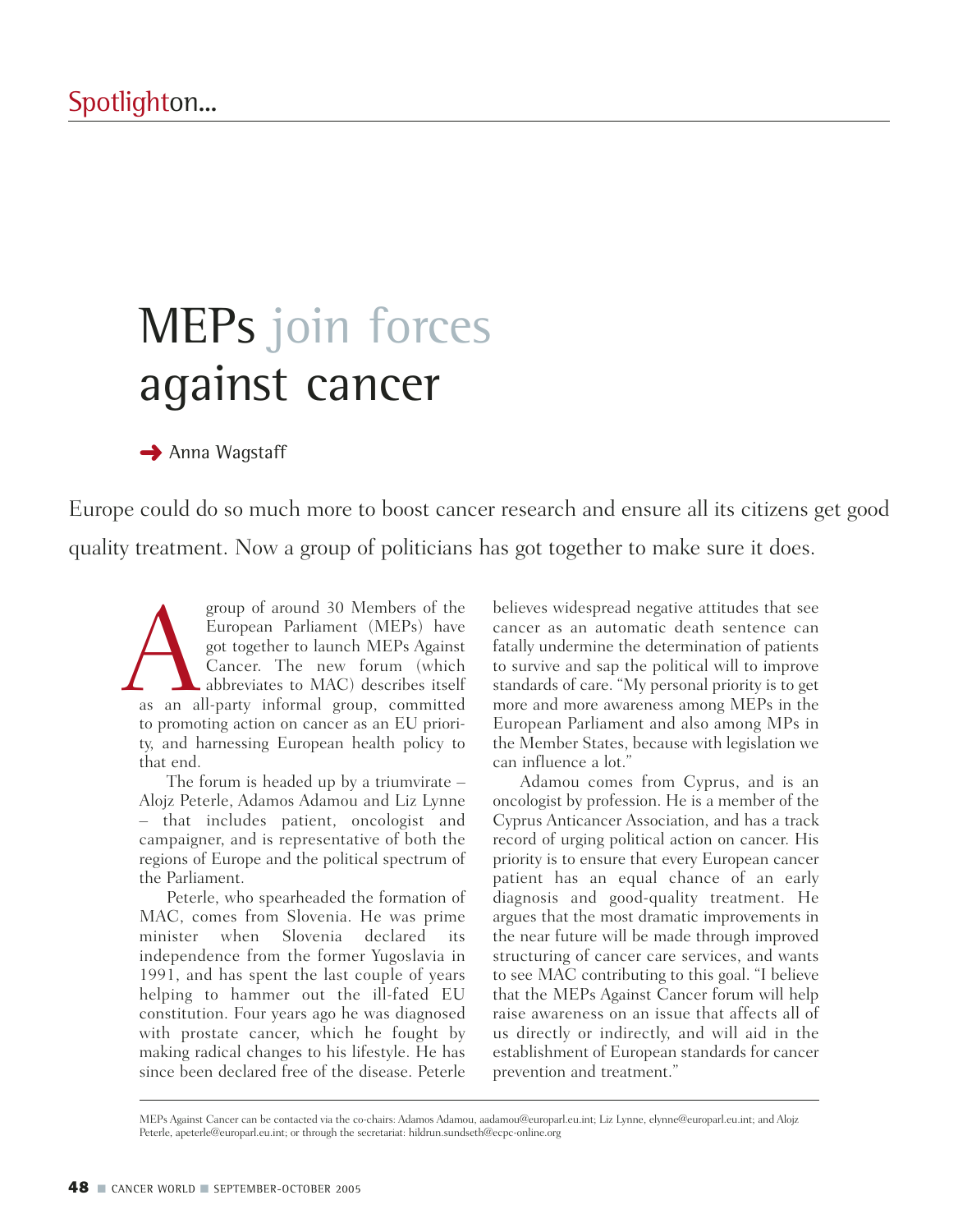# MEPs join forces against cancer

Anna Wagstaff

Europe could do so much more to boost cancer research and ensure all its citizens get good quality treatment. Now a group of politicians has got together to make sure it does.

A group of around 30 Members of the European Parliament (MEPs) have got together to launch MEPs Against Cancer. The new forum (which abbreviates to MAC) describes itself as an all-party informal group, committed to promoting action on cancer as an EU priority, and harnessing European health policy to that end.

The forum is headed up by a triumvirate – Alojz Peterle, Adamos Adamou and Liz Lynne – that includes patient, oncologist and campaigner, and is representative of both the regions of Europe and the political spectrum of the Parliament.

Peterle, who spearheaded the formation of MAC, comes from Slovenia. He was prime minister when Slovenia declared its independence from the former Yugoslavia in 1991, and has spent the last couple of years helping to hammer out the ill-fated EU constitution. Four years ago he was diagnosed with prostate cancer, which he fought by making radical changes to his lifestyle. He has since been declared free of the disease. Peterle believes widespread negative attitudes that see cancer as an automatic death sentence can fatally undermine the determination of patients to survive and sap the political will to improve standards of care. "My personal priority is to get more and more awareness among MEPs in the European Parliament and also among MPs in the Member States, because with legislation we can influence a lot."

Adamou comes from Cyprus, and is an oncologist by profession. He is a member of the Cyprus Anticancer Association, and has a track record of urging political action on cancer. His priority is to ensure that every European cancer patient has an equal chance of an early diagnosis and good-quality treatment. He argues that the most dramatic improvements in the near future will be made through improved structuring of cancer care services, and wants to see MAC contributing to this goal. "I believe that the MEPs Against Cancer forum will help raise awareness on an issue that affects all of us directly or indirectly, and will aid in the establishment of European standards for cancer prevention and treatment."

MEPs Against Cancer can be contacted via the co-chairs: Adamos Adamou, aadamou@europarl.eu.int; Liz Lynne, elynne@europarl.eu.int; and Alojz Peterle, apeterle@europarl.eu.int; or through the secretariat: hildrun.sundseth@ecpc-online.org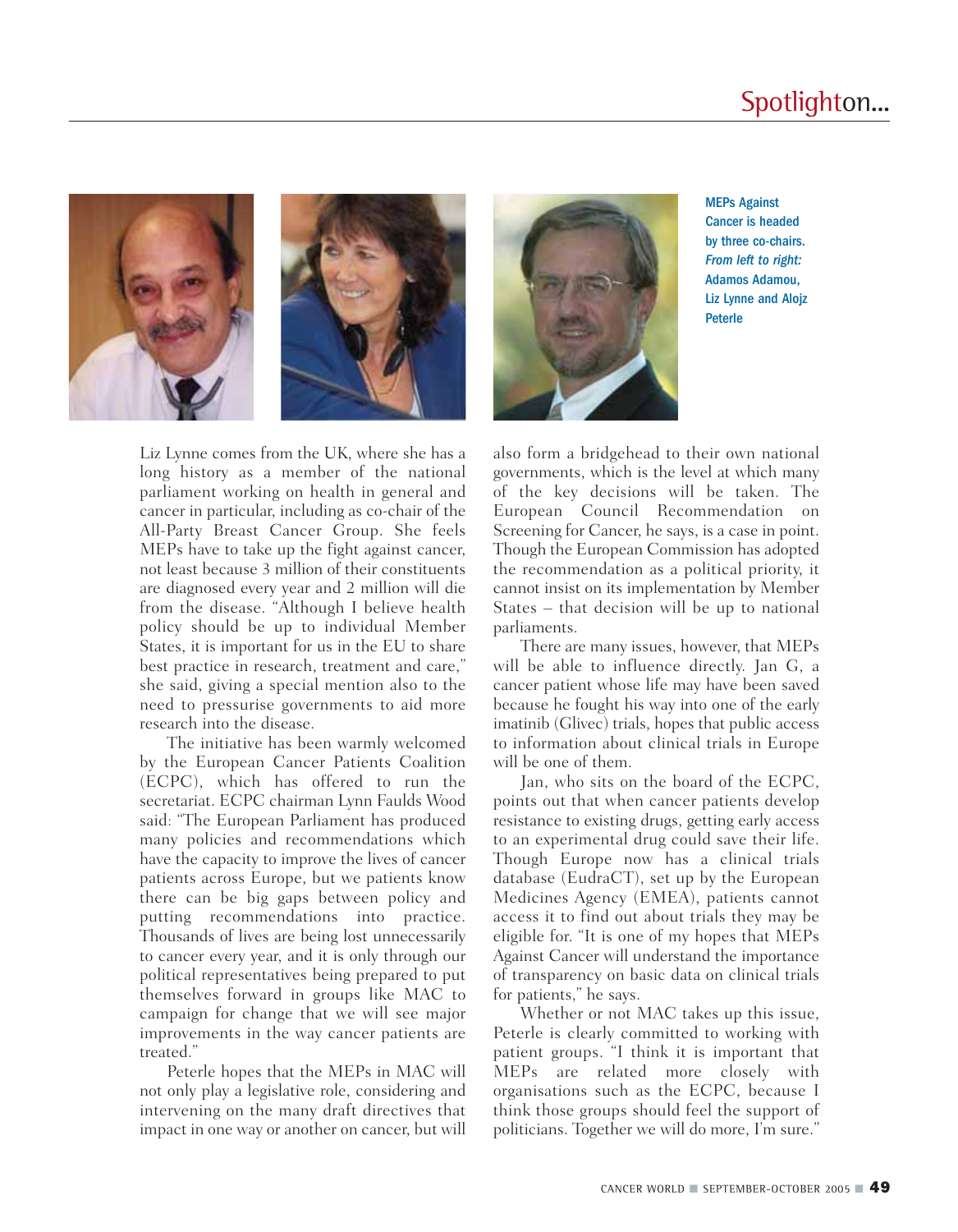MEPs Against Cancer is headed by three co-chairs. *From left to right:* Adamos Adamou, Liz Lynne and Alojz Peterle

Liz Lynne comes from the UK, where she has a long history as a member of the national parliament working on health in general and cancer in particular, including as co-chair of the All-Party Breast Cancer Group. She feels MEPs have to take up the fight against cancer, not least because 3 million of their constituents are diagnosed every year and 2 million will die from the disease. "Although I believe health policy should be up to individual Member States, it is important for us in the EU to share best practice in research, treatment and care," she said, giving a special mention also to the need to pressurise governments to aid more research into the disease.

The initiative has been warmly welcomed by the European Cancer Patients Coalition (ECPC), which has offered to run the secretariat. ECPC chairman Lynn Faulds Wood said: "The European Parliament has produced many policies and recommendations which have the capacity to improve the lives of cancer patients across Europe, but we patients know there can be big gaps between policy and putting recommendations into practice. Thousands of lives are being lost unnecessarily to cancer every year, and it is only through our political representatives being prepared to put themselves forward in groups like MAC to campaign for change that we will see major improvements in the way cancer patients are treated."

Peterle hopes that the MEPs in MAC will not only play a legislative role, considering and intervening on the many draft directives that impact in one way or another on cancer, but will also form a bridgehead to their own national governments, which is the level at which many of the key decisions will be taken. The European Council Recommendation on Screening for Cancer, he says, is a case in point. Though the European Commission has adopted the recommendation as a political priority, it cannot insist on its implementation by Member States – that decision will be up to national parliaments.

There are many issues, however, that MEPs will be able to influence directly. Jan G, a cancer patient whose life may have been saved because he fought his way into one of the early imatinib (Glivec) trials, hopes that public access to information about clinical trials in Europe will be one of them.

Jan, who sits on the board of the ECPC, points out that when cancer patients develop resistance to existing drugs, getting early access to an experimental drug could save their life. Though Europe now has a clinical trials database (EudraCT), set up by the European Medicines Agency (EMEA), patients cannot access it to find out about trials they may be eligible for. "It is one of my hopes that MEPs Against Cancer will understand the importance of transparency on basic data on clinical trials for patients," he says.

Whether or not MAC takes up this issue, Peterle is clearly committed to working with patient groups. "I think it is important that MEPs are related more closely with organisations such as the ECPC, because I think those groups should feel the support of politicians. Together we will do more, I'm sure."